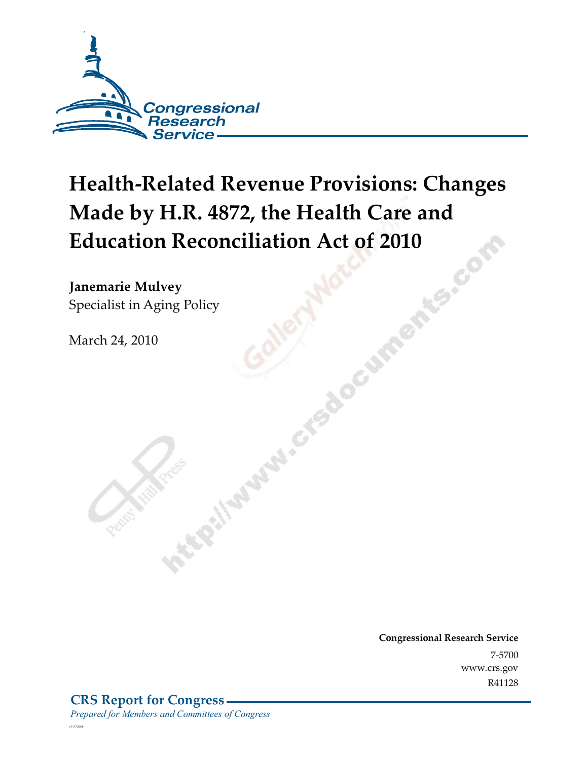Congressional Research Service

# Health-Related Revenue Provisions: Changes Made by H.R. 4872, the Health Care and Education Reconciliation Act of 2010

**Janemarie Mulvey**
Specialist in Aging Policy

March 24, 2010

**Congressional Research Service**
7-5700
www.crs.gov
R41128

**CRS Report for Congress**
*Prepared for Members and Committees of Congress*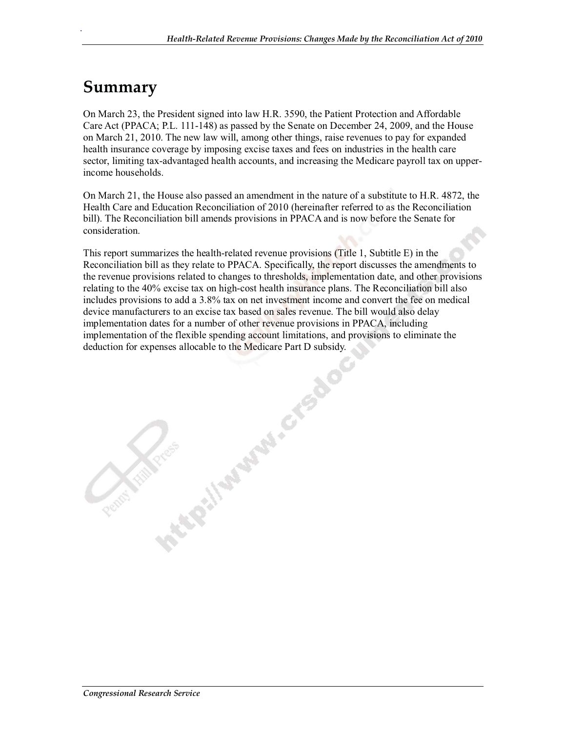# Summary

On March 23, the President signed into law H.R. 3590, the Patient Protection and Affordable Care Act (PPACA; P.L. 111-148) as passed by the Senate on December 24, 2009, and the House on March 21, 2010. The new law will, among other things, raise revenues to pay for expanded health insurance coverage by imposing excise taxes and fees on industries in the health care sector, limiting tax-advantaged health accounts, and increasing the Medicare payroll tax on upper-income households.

On March 21, the House also passed an amendment in the nature of a substitute to H.R. 4872, the Health Care and Education Reconciliation of 2010 (hereinafter referred to as the Reconciliation bill). The Reconciliation bill amends provisions in PPACA and is now before the Senate for consideration.

This report summarizes the health-related revenue provisions (Title 1, Subtitle E) in the Reconciliation bill as they relate to PPACA. Specifically, the report discusses the amendments to the revenue provisions related to changes to thresholds, implementation date, and other provisions relating to the 40% excise tax on high-cost health insurance plans. The Reconciliation bill also includes provisions to add a 3.8% tax on net investment income and convert the fee on medical device manufacturers to an excise tax based on sales revenue. The bill would also delay implementation dates for a number of other revenue provisions in PPACA, including implementation of the flexible spending account limitations, and provisions to eliminate the deduction for expenses allocable to the Medicare Part D subsidy.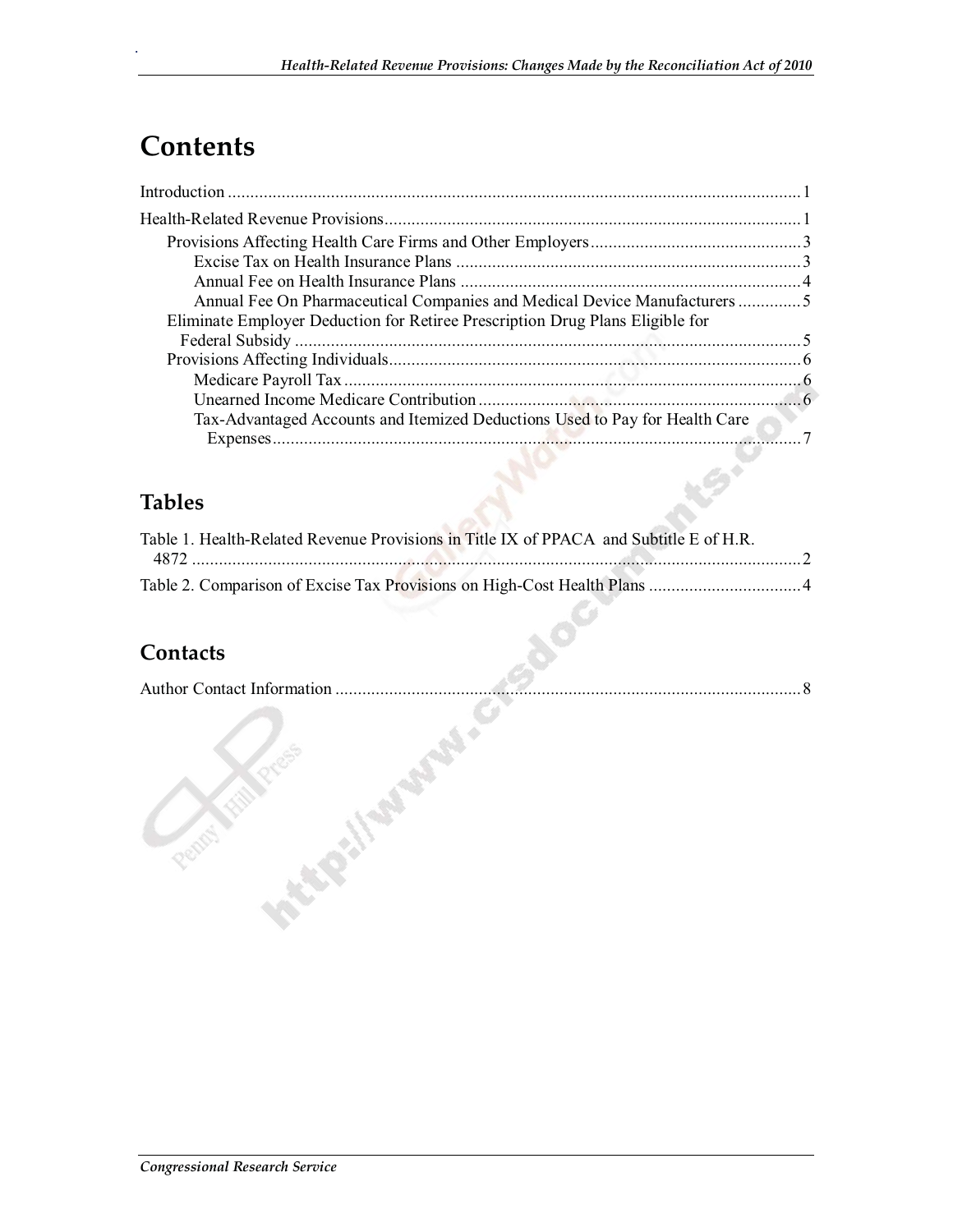# Contents

Introduction ........................................................................................................................ 1

Health-Related Revenue Provisions ..................................................................................... 1

- Provisions Affecting Health Care Firms and Other Employers ........................................ 3
  - Excise Tax on Health Insurance Plans ........................................................................ 3
  - Annual Fee on Health Insurance Plans ........................................................................ 4
  - Annual Fee On Pharmaceutical Companies and Medical Device Manufacturers .............. 5
- Eliminate Employer Deduction for Retiree Prescription Drug Plans Eligible for Federal Subsidy ........................................................................................................ 5
- Provisions Affecting Individuals ..................................................................................... 6
  - Medicare Payroll Tax ................................................................................................. 6
  - Unearned Income Medicare Contribution ................................................................... 6
  - Tax-Advantaged Accounts and Itemized Deductions Used to Pay for Health Care Expenses ..................................................................................................................... 7

## Tables

Table 1. Health-Related Revenue Provisions in Title IX of PPACA and Subtitle E of H.R. 4872 ........................................................................................................................ 2

Table 2. Comparison of Excise Tax Provisions on High-Cost Health Plans .......................... 4

## Contacts

Author Contact Information ................................................................................................ 8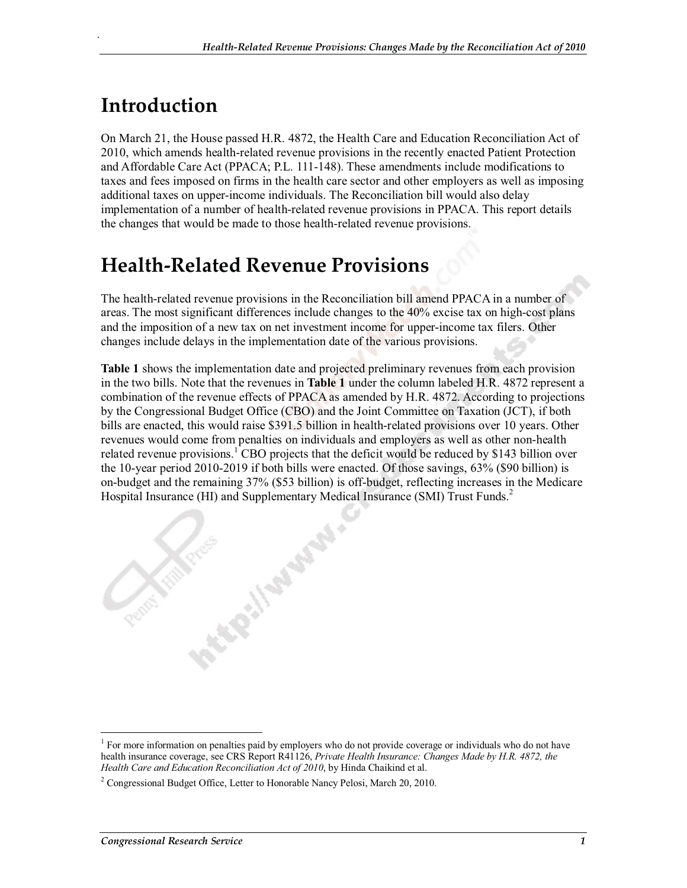# Introduction

On March 21, the House passed H.R. 4872, the Health Care and Education Reconciliation Act of 2010, which amends health-related revenue provisions in the recently enacted Patient Protection and Affordable Care Act (PPACA; P.L. 111-148). These amendments include modifications to taxes and fees imposed on firms in the health care sector and other employers as well as imposing additional taxes on upper-income individuals. The Reconciliation bill would also delay implementation of a number of health-related revenue provisions in PPACA. This report details the changes that would be made to those health-related revenue provisions.

# Health-Related Revenue Provisions

The health-related revenue provisions in the Reconciliation bill amend PPACA in a number of areas. The most significant differences include changes to the 40% excise tax on high-cost plans and the imposition of a new tax on net investment income for upper-income tax filers. Other changes include delays in the implementation date of the various provisions.

**Table 1** shows the implementation date and projected preliminary revenues from each provision in the two bills. Note that the revenues in **Table 1** under the column labeled H.R. 4872 represent a combination of the revenue effects of PPACA as amended by H.R. 4872. According to projections by the Congressional Budget Office (CBO) and the Joint Committee on Taxation (JCT), if both bills are enacted, this would raise $391.5 billion in health-related provisions over 10 years. Other revenues would come from penalties on individuals and employers as well as other non-health related revenue provisions.[1] CBO projects that the deficit would be reduced by $143 billion over the 10-year period 2010-2019 if both bills were enacted. Of those savings, 63% ($90 billion) is on-budget and the remaining 37% ($53 billion) is off-budget, reflecting increases in the Medicare Hospital Insurance (HI) and Supplementary Medical Insurance (SMI) Trust Funds.[2]

---

[1] For more information on penalties paid by employers who do not provide coverage or individuals who do not have health insurance coverage, see CRS Report R41126, *Private Health Insurance: Changes Made by H.R. 4872, the Health Care and Education Reconciliation Act of 2010*, by Hinda Chaikind et al.

[2] Congressional Budget Office, Letter to Honorable Nancy Pelosi, March 20, 2010.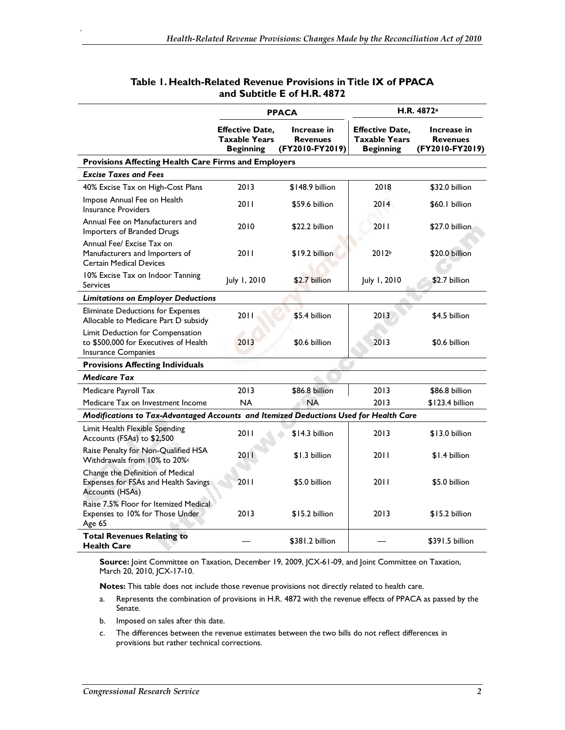**Table 1. Health-Related Revenue Provisions in Title IX of PPACA and Subtitle E of H.R. 4872**

| | PPACA | | H.R. 4872[a] | |
|---|---|---|---|---|
| | **Effective Date, Taxable Years Beginning** | **Increase in Revenues (FY2010-FY2019)** | **Effective Date, Taxable Years Beginning** | **Increase in Revenues (FY2010-FY2019)** |
| **Provisions Affecting Health Care Firms and Employers** | | | | |
| ***Excise Taxes and Fees*** | | | | |
| 40% Excise Tax on High-Cost Plans | 2013 | $148.9 billion | 2018 | $32.0 billion |
| Impose Annual Fee on Health Insurance Providers | 2011 | $59.6 billion | 2014 | $60.1 billion |
| Annual Fee on Manufacturers and Importers of Branded Drugs | 2010 | $22.2 billion | 2011 | $27.0 billion |
| Annual Fee/ Excise Tax on Manufacturers and Importers of Certain Medical Devices | 2011 | $19.2 billion | 2012[b] | $20.0 billion |
| 10% Excise Tax on Indoor Tanning Services | July 1, 2010 | $2.7 billion | July 1, 2010 | $2.7 billion |
| ***Limitations on Employer Deductions*** | | | | |
| Eliminate Deductions for Expenses Allocable to Medicare Part D subsidy | 2011 | $5.4 billion | 2013 | $4.5 billion |
| Limit Deduction for Compensation to $500,000 for Executives of Health Insurance Companies | 2013 | $0.6 billion | 2013 | $0.6 billion |
| **Provisions Affecting Individuals** | | | | |
| ***Medicare Tax*** | | | | |
| Medicare Payroll Tax | 2013 | $86.8 billion | 2013 | $86.8 billion |
| Medicare Tax on Investment Income | NA | NA | 2013 | $123.4 billion |
| ***Modifications to Tax-Advantaged Accounts and Itemized Deductions Used for Health Care*** | | | | |
| Limit Health Flexible Spending Accounts (FSAs) to $2,500 | 2011 | $14.3 billion | 2013 | $13.0 billion |
| Raise Penalty for Non-Qualified HSA Withdrawals from 10% to 20%[c] | 2011 | $1.3 billion | 2011 | $1.4 billion |
| Change the Definition of Medical Expenses for FSAs and Health Savings Accounts (HSAs) | 2011 | $5.0 billion | 2011 | $5.0 billion |
| Raise 7.5% Floor for Itemized Medical Expenses to 10% for Those Under Age 65 | 2013 | $15.2 billion | 2013 | $15.2 billion |
| **Total Revenues Relating to Health Care** | — | $381.2 billion | — | $391.5 billion |

**Source:** Joint Committee on Taxation, December 19, 2009, JCX-61-09, and Joint Committee on Taxation, March 20, 2010, JCX-17-10.

**Notes:** This table does not include those revenue provisions not directly related to health care.

a. Represents the combination of provisions in H.R. 4872 with the revenue effects of PPACA as passed by the Senate.

b. Imposed on sales after this date.

c. The differences between the revenue estimates between the two bills do not reflect differences in provisions but rather technical corrections.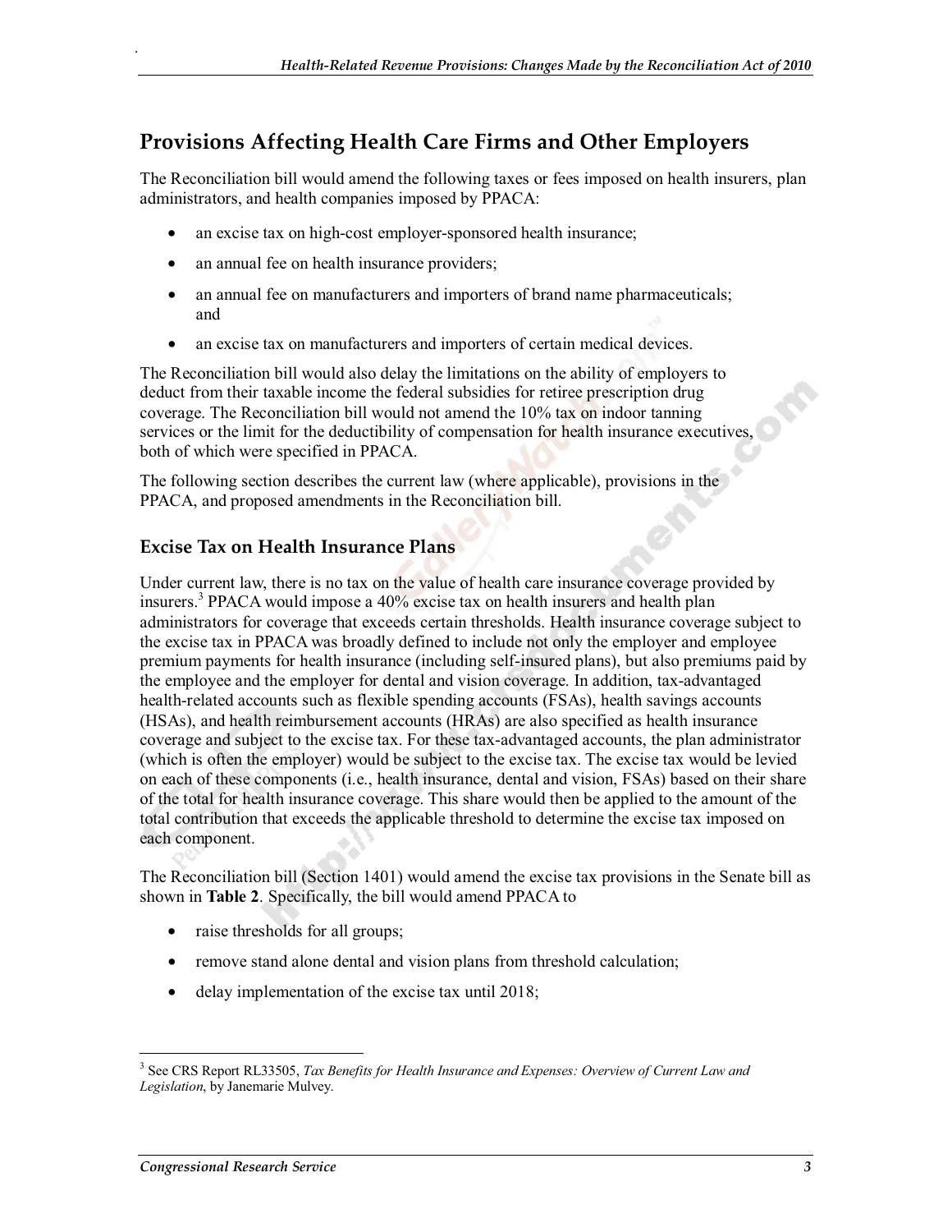## Provisions Affecting Health Care Firms and Other Employers

The Reconciliation bill would amend the following taxes or fees imposed on health insurers, plan administrators, and health companies imposed by PPACA:

- an excise tax on high-cost employer-sponsored health insurance;
- an annual fee on health insurance providers;
- an annual fee on manufacturers and importers of brand name pharmaceuticals; and
- an excise tax on manufacturers and importers of certain medical devices.

The Reconciliation bill would also delay the limitations on the ability of employers to deduct from their taxable income the federal subsidies for retiree prescription drug coverage. The Reconciliation bill would not amend the 10% tax on indoor tanning services or the limit for the deductibility of compensation for health insurance executives, both of which were specified in PPACA.

The following section describes the current law (where applicable), provisions in the PPACA, and proposed amendments in the Reconciliation bill.

### Excise Tax on Health Insurance Plans

Under current law, there is no tax on the value of health care insurance coverage provided by insurers.[3] PPACA would impose a 40% excise tax on health insurers and health plan administrators for coverage that exceeds certain thresholds. Health insurance coverage subject to the excise tax in PPACA was broadly defined to include not only the employer and employee premium payments for health insurance (including self-insured plans), but also premiums paid by the employee and the employer for dental and vision coverage. In addition, tax-advantaged health-related accounts such as flexible spending accounts (FSAs), health savings accounts (HSAs), and health reimbursement accounts (HRAs) are also specified as health insurance coverage and subject to the excise tax. For these tax-advantaged accounts, the plan administrator (which is often the employer) would be subject to the excise tax. The excise tax would be levied on each of these components (i.e., health insurance, dental and vision, FSAs) based on their share of the total for health insurance coverage. This share would then be applied to the amount of the total contribution that exceeds the applicable threshold to determine the excise tax imposed on each component.

The Reconciliation bill (Section 1401) would amend the excise tax provisions in the Senate bill as shown in **Table 2**. Specifically, the bill would amend PPACA to

- raise thresholds for all groups;
- remove stand alone dental and vision plans from threshold calculation;
- delay implementation of the excise tax until 2018;

---

[3] See CRS Report RL33505, *Tax Benefits for Health Insurance and Expenses: Overview of Current Law and Legislation*, by Janemarie Mulvey.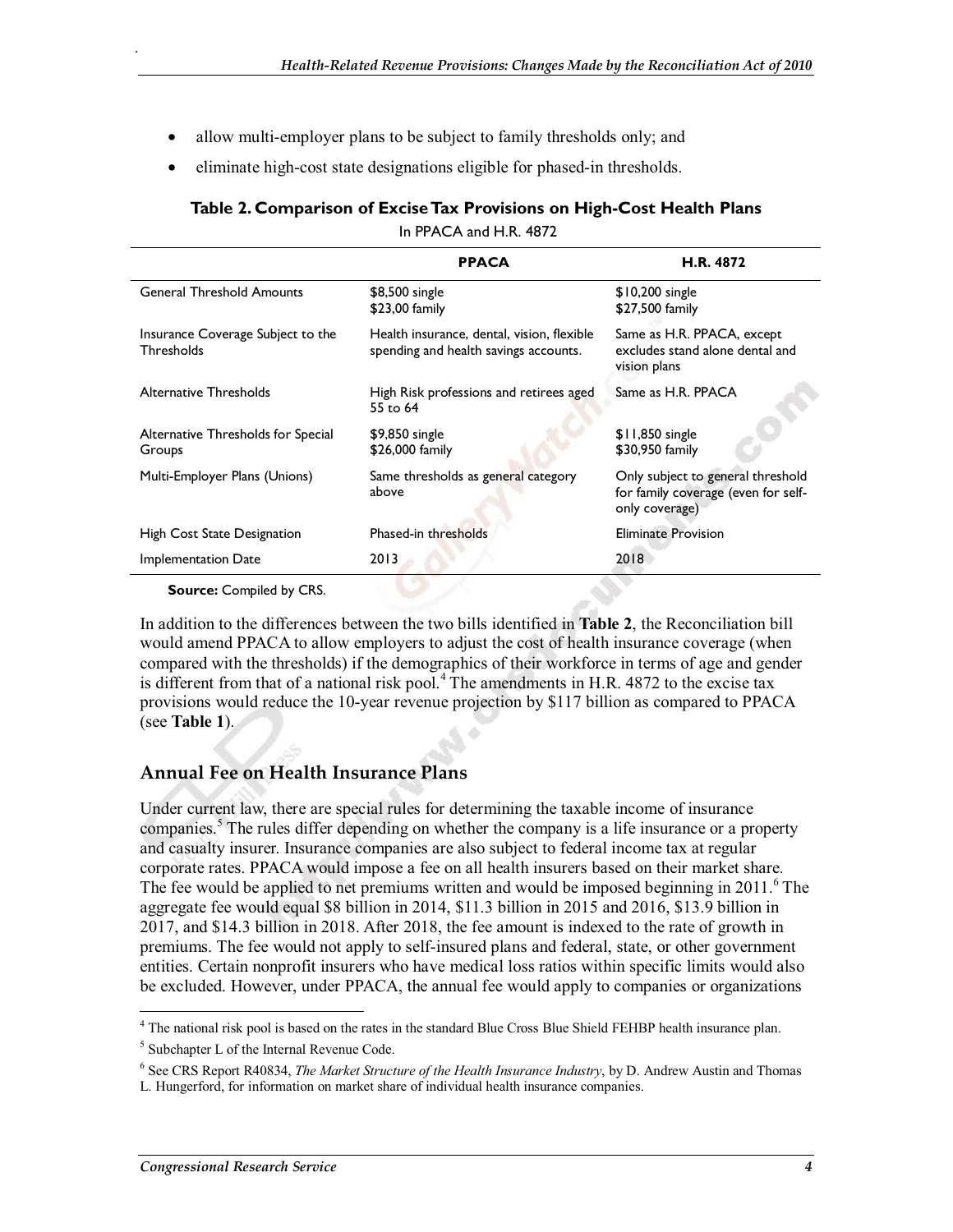- allow multi-employer plans to be subject to family thresholds only; and
- eliminate high-cost state designations eligible for phased-in thresholds.

**Table 2. Comparison of Excise Tax Provisions on High-Cost Health Plans**

In PPACA and H.R. 4872

| | PPACA | H.R. 4872 |
|---|---|---|
| General Threshold Amounts | $8,500 single<br>$23,00 family | $10,200 single<br>$27,500 family |
| Insurance Coverage Subject to the Thresholds | Health insurance, dental, vision, flexible spending and health savings accounts. | Same as H.R. PPACA, except excludes stand alone dental and vision plans |
| Alternative Thresholds | High Risk professions and retirees aged 55 to 64 | Same as H.R. PPACA |
| Alternative Thresholds for Special Groups | $9,850 single<br>$26,000 family | $11,850 single<br>$30,950 family |
| Multi-Employer Plans (Unions) | Same thresholds as general category above | Only subject to general threshold for family coverage (even for self-only coverage) |
| High Cost State Designation | Phased-in thresholds | Eliminate Provision |
| Implementation Date | 2013 | 2018 |

**Source:** Compiled by CRS.

In addition to the differences between the two bills identified in **Table 2**, the Reconciliation bill would amend PPACA to allow employers to adjust the cost of health insurance coverage (when compared with the thresholds) if the demographics of their workforce in terms of age and gender is different from that of a national risk pool.[4] The amendments in H.R. 4872 to the excise tax provisions would reduce the 10-year revenue projection by $117 billion as compared to PPACA (see **Table 1**).

## Annual Fee on Health Insurance Plans

Under current law, there are special rules for determining the taxable income of insurance companies.[5] The rules differ depending on whether the company is a life insurance or a property and casualty insurer. Insurance companies are also subject to federal income tax at regular corporate rates. PPACA would impose a fee on all health insurers based on their market share. The fee would be applied to net premiums written and would be imposed beginning in 2011.[6] The aggregate fee would equal $8 billion in 2014, $11.3 billion in 2015 and 2016, $13.9 billion in 2017, and $14.3 billion in 2018. After 2018, the fee amount is indexed to the rate of growth in premiums. The fee would not apply to self-insured plans and federal, state, or other government entities. Certain nonprofit insurers who have medical loss ratios within specific limits would also be excluded. However, under PPACA, the annual fee would apply to companies or organizations

---

[4] The national risk pool is based on the rates in the standard Blue Cross Blue Shield FEHBP health insurance plan.

[5] Subchapter L of the Internal Revenue Code.

[6] See CRS Report R40834, *The Market Structure of the Health Insurance Industry*, by D. Andrew Austin and Thomas L. Hungerford, for information on market share of individual health insurance companies.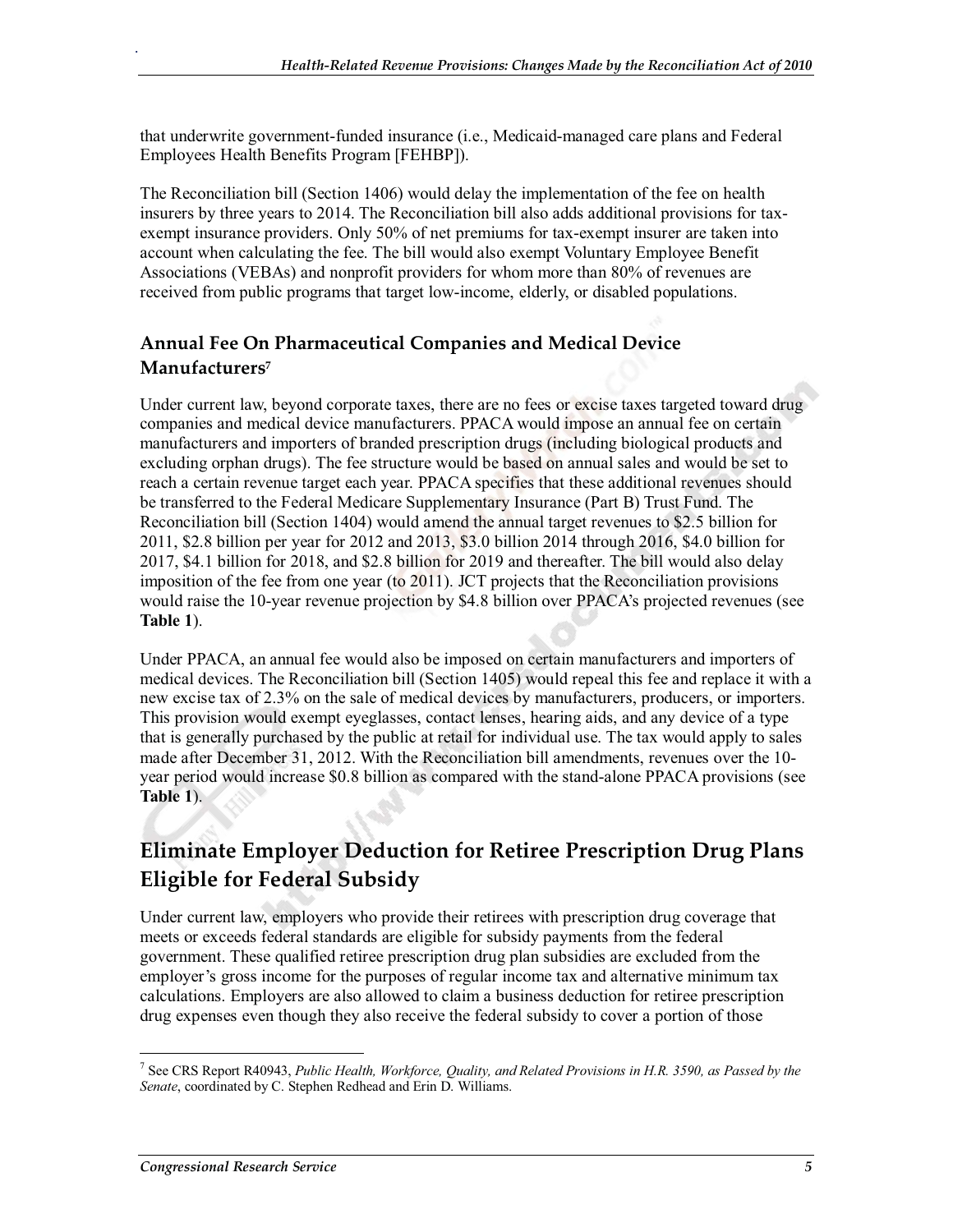that underwrite government-funded insurance (i.e., Medicaid-managed care plans and Federal Employees Health Benefits Program [FEHBP]).

The Reconciliation bill (Section 1406) would delay the implementation of the fee on health insurers by three years to 2014. The Reconciliation bill also adds additional provisions for tax-exempt insurance providers. Only 50% of net premiums for tax-exempt insurer are taken into account when calculating the fee. The bill would also exempt Voluntary Employee Benefit Associations (VEBAs) and nonprofit providers for whom more than 80% of revenues are received from public programs that target low-income, elderly, or disabled populations.

### Annual Fee On Pharmaceutical Companies and Medical Device Manufacturers[7]

Under current law, beyond corporate taxes, there are no fees or excise taxes targeted toward drug companies and medical device manufacturers. PPACA would impose an annual fee on certain manufacturers and importers of branded prescription drugs (including biological products and excluding orphan drugs). The fee structure would be based on annual sales and would be set to reach a certain revenue target each year. PPACA specifies that these additional revenues should be transferred to the Federal Medicare Supplementary Insurance (Part B) Trust Fund. The Reconciliation bill (Section 1404) would amend the annual target revenues to $2.5 billion for 2011, $2.8 billion per year for 2012 and 2013, $3.0 billion 2014 through 2016, $4.0 billion for 2017, $4.1 billion for 2018, and $2.8 billion for 2019 and thereafter. The bill would also delay imposition of the fee from one year (to 2011). JCT projects that the Reconciliation provisions would raise the 10-year revenue projection by $4.8 billion over PPACA's projected revenues (see **Table 1**).

Under PPACA, an annual fee would also be imposed on certain manufacturers and importers of medical devices. The Reconciliation bill (Section 1405) would repeal this fee and replace it with a new excise tax of 2.3% on the sale of medical devices by manufacturers, producers, or importers. This provision would exempt eyeglasses, contact lenses, hearing aids, and any device of a type that is generally purchased by the public at retail for individual use. The tax would apply to sales made after December 31, 2012. With the Reconciliation bill amendments, revenues over the 10-year period would increase $0.8 billion as compared with the stand-alone PPACA provisions (see **Table 1**).

## Eliminate Employer Deduction for Retiree Prescription Drug Plans Eligible for Federal Subsidy

Under current law, employers who provide their retirees with prescription drug coverage that meets or exceeds federal standards are eligible for subsidy payments from the federal government. These qualified retiree prescription drug plan subsidies are excluded from the employer's gross income for the purposes of regular income tax and alternative minimum tax calculations. Employers are also allowed to claim a business deduction for retiree prescription drug expenses even though they also receive the federal subsidy to cover a portion of those

[7] See CRS Report R40943, *Public Health, Workforce, Quality, and Related Provisions in H.R. 3590, as Passed by the Senate*, coordinated by C. Stephen Redhead and Erin D. Williams.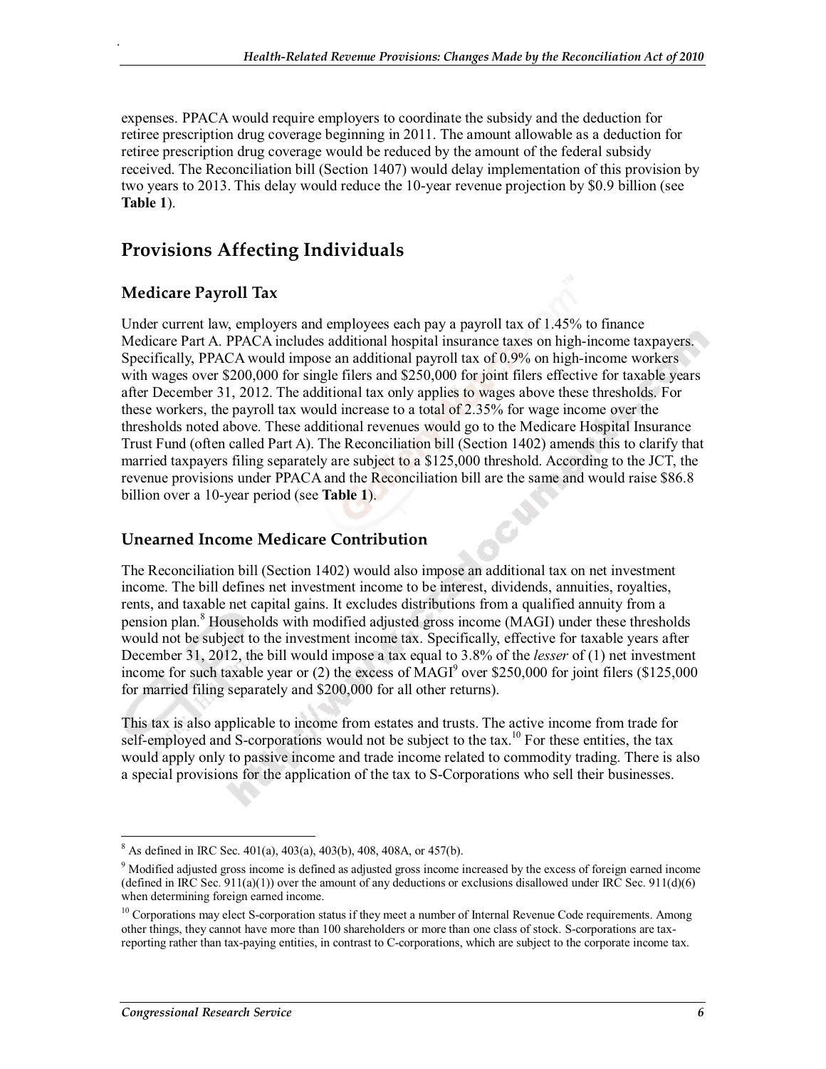expenses. PPACA would require employers to coordinate the subsidy and the deduction for retiree prescription drug coverage beginning in 2011. The amount allowable as a deduction for retiree prescription drug coverage would be reduced by the amount of the federal subsidy received. The Reconciliation bill (Section 1407) would delay implementation of this provision by two years to 2013. This delay would reduce the 10-year revenue projection by $0.9 billion (see **Table 1**).

## Provisions Affecting Individuals

### Medicare Payroll Tax

Under current law, employers and employees each pay a payroll tax of 1.45% to finance Medicare Part A. PPACA includes additional hospital insurance taxes on high-income taxpayers. Specifically, PPACA would impose an additional payroll tax of 0.9% on high-income workers with wages over $200,000 for single filers and $250,000 for joint filers effective for taxable years after December 31, 2012. The additional tax only applies to wages above these thresholds. For these workers, the payroll tax would increase to a total of 2.35% for wage income over the thresholds noted above. These additional revenues would go to the Medicare Hospital Insurance Trust Fund (often called Part A). The Reconciliation bill (Section 1402) amends this to clarify that married taxpayers filing separately are subject to a $125,000 threshold. According to the JCT, the revenue provisions under PPACA and the Reconciliation bill are the same and would raise $86.8 billion over a 10-year period (see **Table 1**).

### Unearned Income Medicare Contribution

The Reconciliation bill (Section 1402) would also impose an additional tax on net investment income. The bill defines net investment income to be interest, dividends, annuities, royalties, rents, and taxable net capital gains. It excludes distributions from a qualified annuity from a pension plan.[8] Households with modified adjusted gross income (MAGI) under these thresholds would not be subject to the investment income tax. Specifically, effective for taxable years after December 31, 2012, the bill would impose a tax equal to 3.8% of the *lesser* of (1) net investment income for such taxable year or (2) the excess of MAGI[9] over $250,000 for joint filers ($125,000 for married filing separately and $200,000 for all other returns).

This tax is also applicable to income from estates and trusts. The active income from trade for self-employed and S-corporations would not be subject to the tax.[10] For these entities, the tax would apply only to passive income and trade income related to commodity trading. There is also a special provisions for the application of the tax to S-Corporations who sell their businesses.

---

[8] As defined in IRC Sec. 401(a), 403(a), 403(b), 408, 408A, or 457(b).

[9] Modified adjusted gross income is defined as adjusted gross income increased by the excess of foreign earned income (defined in IRC Sec. 911(a)(1)) over the amount of any deductions or exclusions disallowed under IRC Sec. 911(d)(6) when determining foreign earned income.

[10] Corporations may elect S-corporation status if they meet a number of Internal Revenue Code requirements. Among other things, they cannot have more than 100 shareholders or more than one class of stock. S-corporations are tax-reporting rather than tax-paying entities, in contrast to C-corporations, which are subject to the corporate income tax.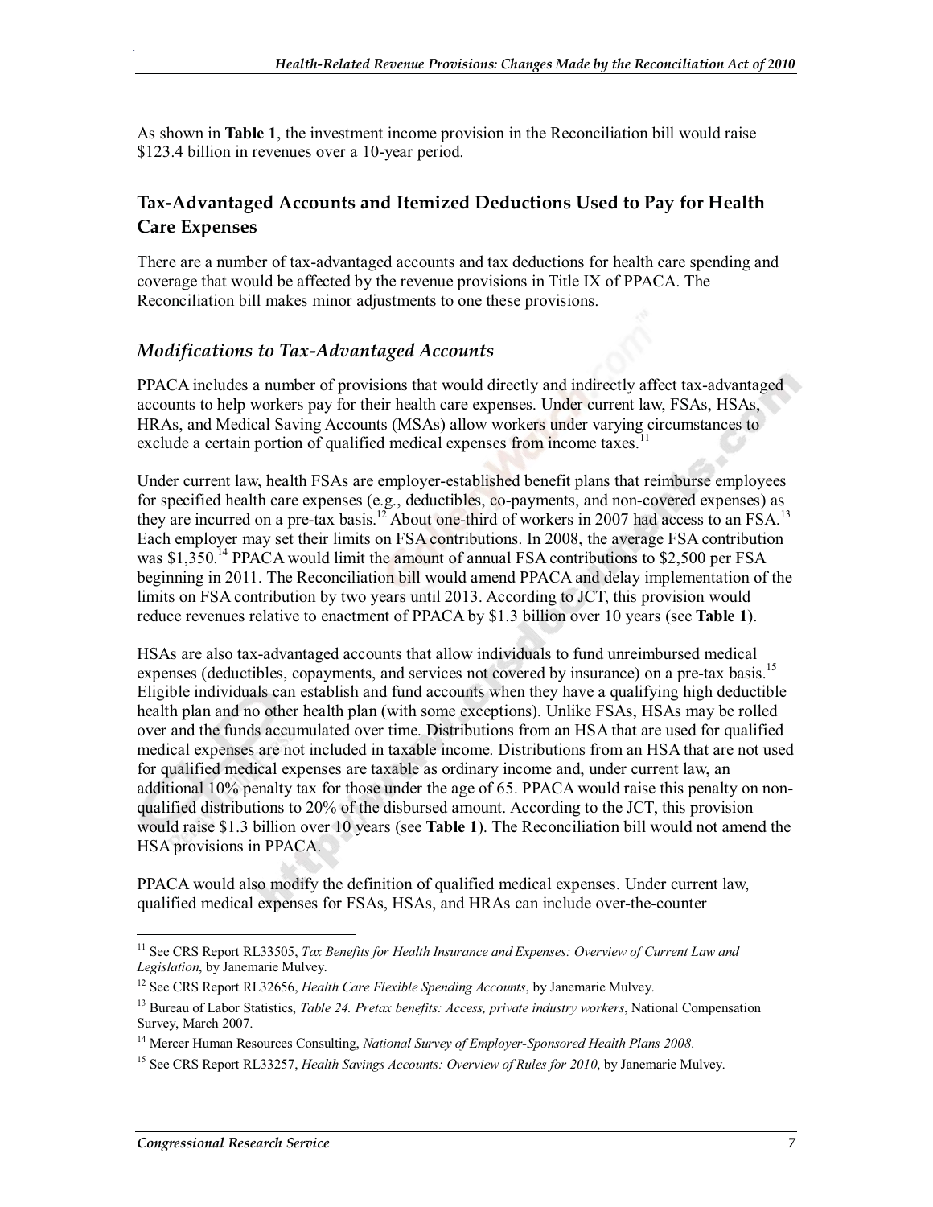As shown in **Table 1**, the investment income provision in the Reconciliation bill would raise $123.4 billion in revenues over a 10-year period.

## Tax-Advantaged Accounts and Itemized Deductions Used to Pay for Health Care Expenses

There are a number of tax-advantaged accounts and tax deductions for health care spending and coverage that would be affected by the revenue provisions in Title IX of PPACA. The Reconciliation bill makes minor adjustments to one these provisions.

### *Modifications to Tax-Advantaged Accounts*

PPACA includes a number of provisions that would directly and indirectly affect tax-advantaged accounts to help workers pay for their health care expenses. Under current law, FSAs, HSAs, HRAs, and Medical Saving Accounts (MSAs) allow workers under varying circumstances to exclude a certain portion of qualified medical expenses from income taxes.[11]

Under current law, health FSAs are employer-established benefit plans that reimburse employees for specified health care expenses (e.g., deductibles, co-payments, and non-covered expenses) as they are incurred on a pre-tax basis.[12] About one-third of workers in 2007 had access to an FSA.[13] Each employer may set their limits on FSA contributions. In 2008, the average FSA contribution was $1,350.[14] PPACA would limit the amount of annual FSA contributions to $2,500 per FSA beginning in 2011. The Reconciliation bill would amend PPACA and delay implementation of the limits on FSA contribution by two years until 2013. According to JCT, this provision would reduce revenues relative to enactment of PPACA by $1.3 billion over 10 years (see **Table 1**).

HSAs are also tax-advantaged accounts that allow individuals to fund unreimbursed medical expenses (deductibles, copayments, and services not covered by insurance) on a pre-tax basis.[15] Eligible individuals can establish and fund accounts when they have a qualifying high deductible health plan and no other health plan (with some exceptions). Unlike FSAs, HSAs may be rolled over and the funds accumulated over time. Distributions from an HSA that are used for qualified medical expenses are not included in taxable income. Distributions from an HSA that are not used for qualified medical expenses are taxable as ordinary income and, under current law, an additional 10% penalty tax for those under the age of 65. PPACA would raise this penalty on non-qualified distributions to 20% of the disbursed amount. According to the JCT, this provision would raise $1.3 billion over 10 years (see **Table 1**). The Reconciliation bill would not amend the HSA provisions in PPACA.

PPACA would also modify the definition of qualified medical expenses. Under current law, qualified medical expenses for FSAs, HSAs, and HRAs can include over-the-counter

---

[11] See CRS Report RL33505, *Tax Benefits for Health Insurance and Expenses: Overview of Current Law and Legislation*, by Janemarie Mulvey.

[12] See CRS Report RL32656, *Health Care Flexible Spending Accounts*, by Janemarie Mulvey.

[13] Bureau of Labor Statistics, *Table 24. Pretax benefits: Access, private industry workers*, National Compensation Survey, March 2007.

[14] Mercer Human Resources Consulting, *National Survey of Employer-Sponsored Health Plans 2008*.

[15] See CRS Report RL33257, *Health Savings Accounts: Overview of Rules for 2010*, by Janemarie Mulvey.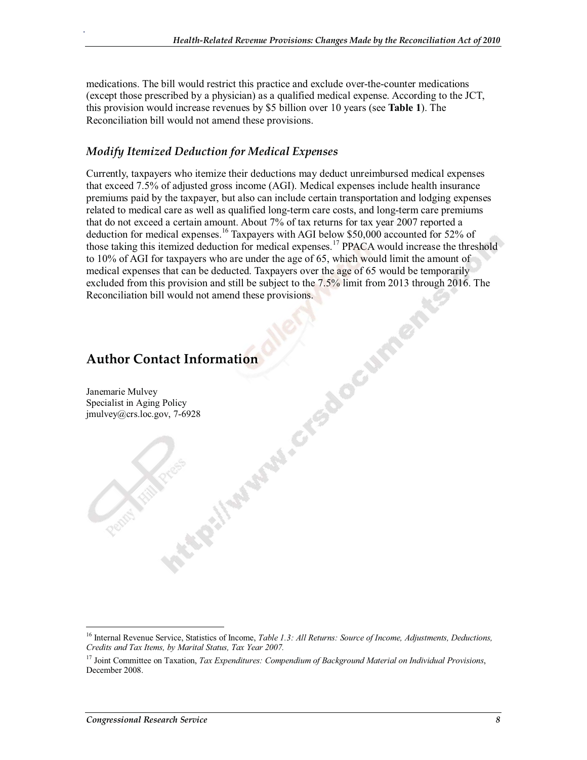medications. The bill would restrict this practice and exclude over-the-counter medications (except those prescribed by a physician) as a qualified medical expense. According to the JCT, this provision would increase revenues by $5 billion over 10 years (see **Table 1**). The Reconciliation bill would not amend these provisions.

### *Modify Itemized Deduction for Medical Expenses*

Currently, taxpayers who itemize their deductions may deduct unreimbursed medical expenses that exceed 7.5% of adjusted gross income (AGI). Medical expenses include health insurance premiums paid by the taxpayer, but also can include certain transportation and lodging expenses related to medical care as well as qualified long-term care costs, and long-term care premiums that do not exceed a certain amount. About 7% of tax returns for tax year 2007 reported a deduction for medical expenses.[16] Taxpayers with AGI below $50,000 accounted for 52% of those taking this itemized deduction for medical expenses.[17] PPACA would increase the threshold to 10% of AGI for taxpayers who are under the age of 65, which would limit the amount of medical expenses that can be deducted. Taxpayers over the age of 65 would be temporarily excluded from this provision and still be subject to the 7.5% limit from 2013 through 2016. The Reconciliation bill would not amend these provisions.

## Author Contact Information

Janemarie Mulvey
Specialist in Aging Policy
jmulvey@crs.loc.gov, 7-6928

---

[16] Internal Revenue Service, Statistics of Income, *Table 1.3: All Returns: Source of Income, Adjustments, Deductions, Credits and Tax Items, by Marital Status, Tax Year 2007.*

[17] Joint Committee on Taxation, *Tax Expenditures: Compendium of Background Material on Individual Provisions*, December 2008.